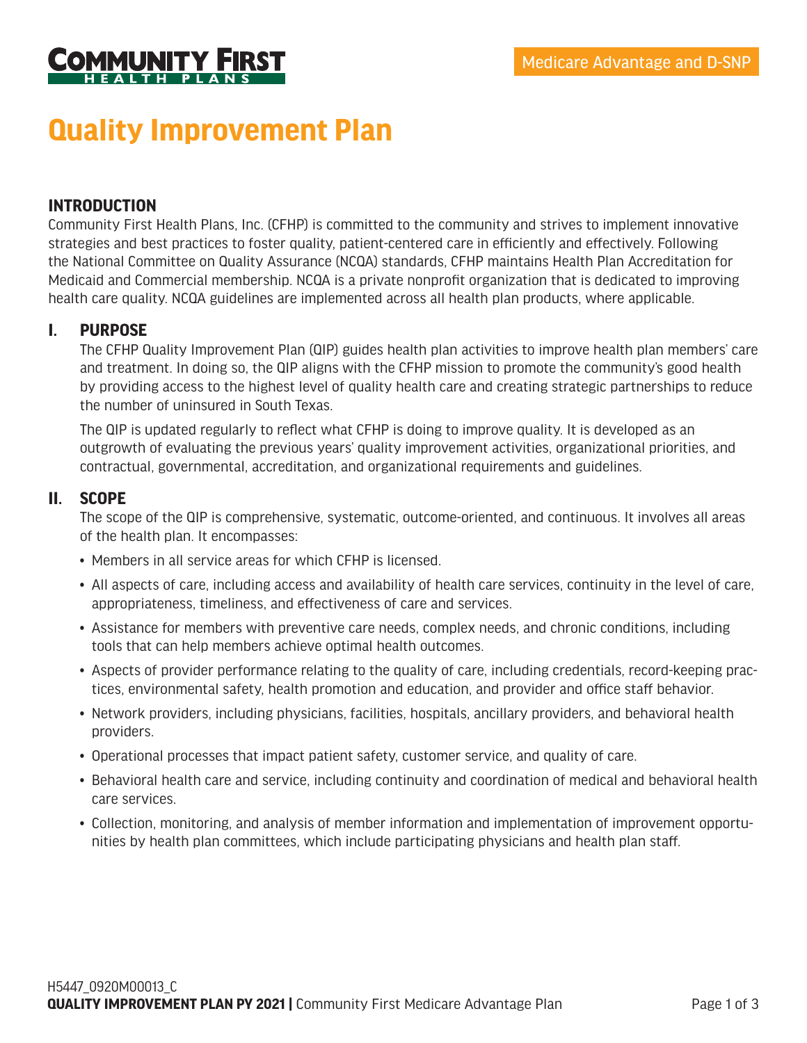Medicare Advantage and D-SNP

# Quality Improvement Plan

## INTRODUCTION

Community First Health Plans, Inc. (CFHP) is committed to the community and strives to implement innovative strategies and best practices to foster quality, patient-centered care in efficiently and effectively. Following the National Committee on Quality Assurance (NCQA) standards, CFHP maintains Health Plan Accreditation for Medicaid and Commercial membership. NCQA is a private nonprofit organization that is dedicated to improving health care quality. NCQA guidelines are implemented across all health plan products, where applicable.

## I. PURPOSE

The CFHP Quality Improvement Plan (QIP) guides health plan activities to improve health plan members' care and treatment. In doing so, the QIP aligns with the CFHP mission to promote the community's good health by providing access to the highest level of quality health care and creating strategic partnerships to reduce the number of uninsured in South Texas.

The QIP is updated regularly to reflect what CFHP is doing to improve quality. It is developed as an outgrowth of evaluating the previous years' quality improvement activities, organizational priorities, and contractual, governmental, accreditation, and organizational requirements and guidelines.

## II. SCOPE

The scope of the QIP is comprehensive, systematic, outcome-oriented, and continuous. It involves all areas of the health plan. It encompasses:

- Members in all service areas for which CFHP is licensed.
- All aspects of care, including access and availability of health care services, continuity in the level of care, appropriateness, timeliness, and effectiveness of care and services.
- Assistance for members with preventive care needs, complex needs, and chronic conditions, including tools that can help members achieve optimal health outcomes.
- Aspects of provider performance relating to the quality of care, including credentials, record-keeping practices, environmental safety, health promotion and education, and provider and office staff behavior.
- Network providers, including physicians, facilities, hospitals, ancillary providers, and behavioral health providers.
- Operational processes that impact patient safety, customer service, and quality of care.
- Behavioral health care and service, including continuity and coordination of medical and behavioral health care services.
- Collection, monitoring, and analysis of member information and implementation of improvement opportunities by health plan committees, which include participating physicians and health plan staff.

H5447_0920M00013_C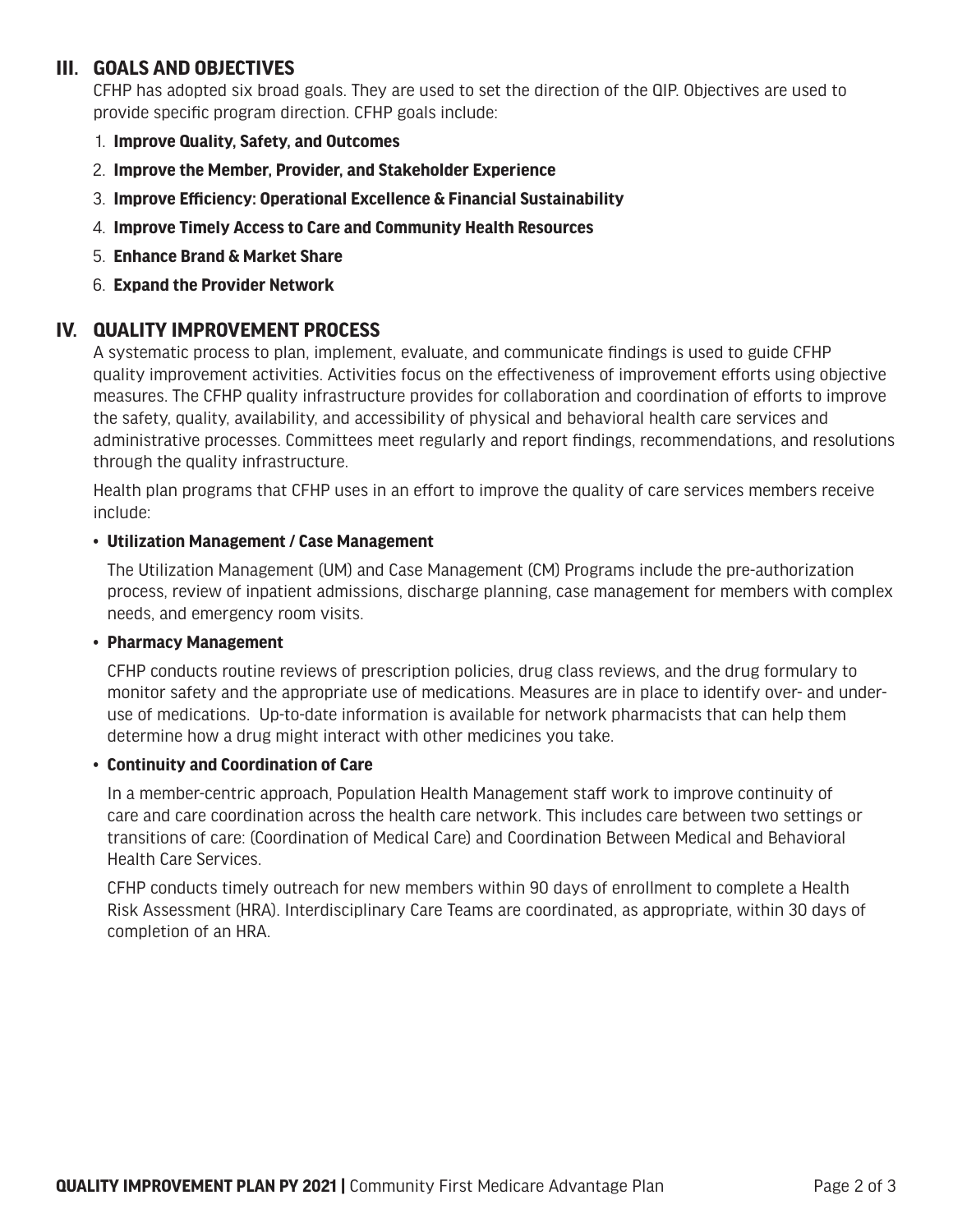## III. GOALS AND OBJECTIVES

CFHP has adopted six broad goals. They are used to set the direction of the QIP. Objectives are used to provide specific program direction. CFHP goals include:

1. **Improve Quality, Safety, and Outcomes**
2. **Improve the Member, Provider, and Stakeholder Experience**
3. **Improve Efficiency: Operational Excellence & Financial Sustainability**
4. **Improve Timely Access to Care and Community Health Resources**
5. **Enhance Brand & Market Share**
6. **Expand the Provider Network**

## IV. QUALITY IMPROVEMENT PROCESS

A systematic process to plan, implement, evaluate, and communicate findings is used to guide CFHP quality improvement activities. Activities focus on the effectiveness of improvement efforts using objective measures. The CFHP quality infrastructure provides for collaboration and coordination of efforts to improve the safety, quality, availability, and accessibility of physical and behavioral health care services and administrative processes. Committees meet regularly and report findings, recommendations, and resolutions through the quality infrastructure.

Health plan programs that CFHP uses in an effort to improve the quality of care services members receive include:

- **Utilization Management / Case Management**

  The Utilization Management (UM) and Case Management (CM) Programs include the pre-authorization process, review of inpatient admissions, discharge planning, case management for members with complex needs, and emergency room visits.

- **Pharmacy Management**

  CFHP conducts routine reviews of prescription policies, drug class reviews, and the drug formulary to monitor safety and the appropriate use of medications. Measures are in place to identify over- and under-use of medications. Up-to-date information is available for network pharmacists that can help them determine how a drug might interact with other medicines you take.

- **Continuity and Coordination of Care**

  In a member-centric approach, Population Health Management staff work to improve continuity of care and care coordination across the health care network. This includes care between two settings or transitions of care: (Coordination of Medical Care) and Coordination Between Medical and Behavioral Health Care Services.

  CFHP conducts timely outreach for new members within 90 days of enrollment to complete a Health Risk Assessment (HRA). Interdisciplinary Care Teams are coordinated, as appropriate, within 30 days of completion of an HRA.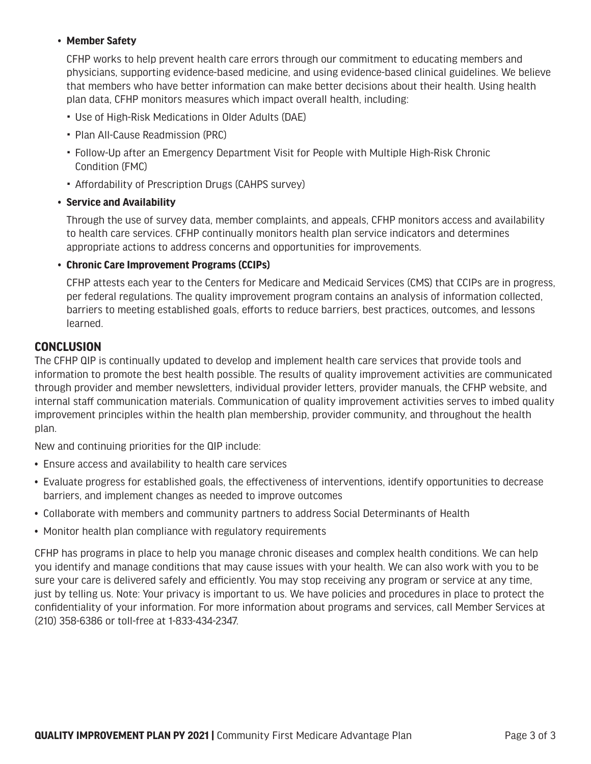- **Member Safety**

  CFHP works to help prevent health care errors through our commitment to educating members and physicians, supporting evidence-based medicine, and using evidence-based clinical guidelines. We believe that members who have better information can make better decisions about their health. Using health plan data, CFHP monitors measures which impact overall health, including:

  - Use of High-Risk Medications in Older Adults (DAE)
  - Plan All-Cause Readmission (PRC)
  - Follow-Up after an Emergency Department Visit for People with Multiple High-Risk Chronic Condition (FMC)
  - Affordability of Prescription Drugs (CAHPS survey)

- **Service and Availability**

  Through the use of survey data, member complaints, and appeals, CFHP monitors access and availability to health care services. CFHP continually monitors health plan service indicators and determines appropriate actions to address concerns and opportunities for improvements.

- **Chronic Care Improvement Programs (CCIPs)**

  CFHP attests each year to the Centers for Medicare and Medicaid Services (CMS) that CCIPs are in progress, per federal regulations. The quality improvement program contains an analysis of information collected, barriers to meeting established goals, efforts to reduce barriers, best practices, outcomes, and lessons learned.

## CONCLUSION

The CFHP QIP is continually updated to develop and implement health care services that provide tools and information to promote the best health possible. The results of quality improvement activities are communicated through provider and member newsletters, individual provider letters, provider manuals, the CFHP website, and internal staff communication materials. Communication of quality improvement activities serves to imbed quality improvement principles within the health plan membership, provider community, and throughout the health plan.

New and continuing priorities for the QIP include:

- Ensure access and availability to health care services
- Evaluate progress for established goals, the effectiveness of interventions, identify opportunities to decrease barriers, and implement changes as needed to improve outcomes
- Collaborate with members and community partners to address Social Determinants of Health
- Monitor health plan compliance with regulatory requirements

CFHP has programs in place to help you manage chronic diseases and complex health conditions. We can help you identify and manage conditions that may cause issues with your health. We can also work with you to be sure your care is delivered safely and efficiently. You may stop receiving any program or service at any time, just by telling us. Note: Your privacy is important to us. We have policies and procedures in place to protect the confidentiality of your information. For more information about programs and services, call Member Services at (210) 358-6386 or toll-free at 1-833-434-2347.